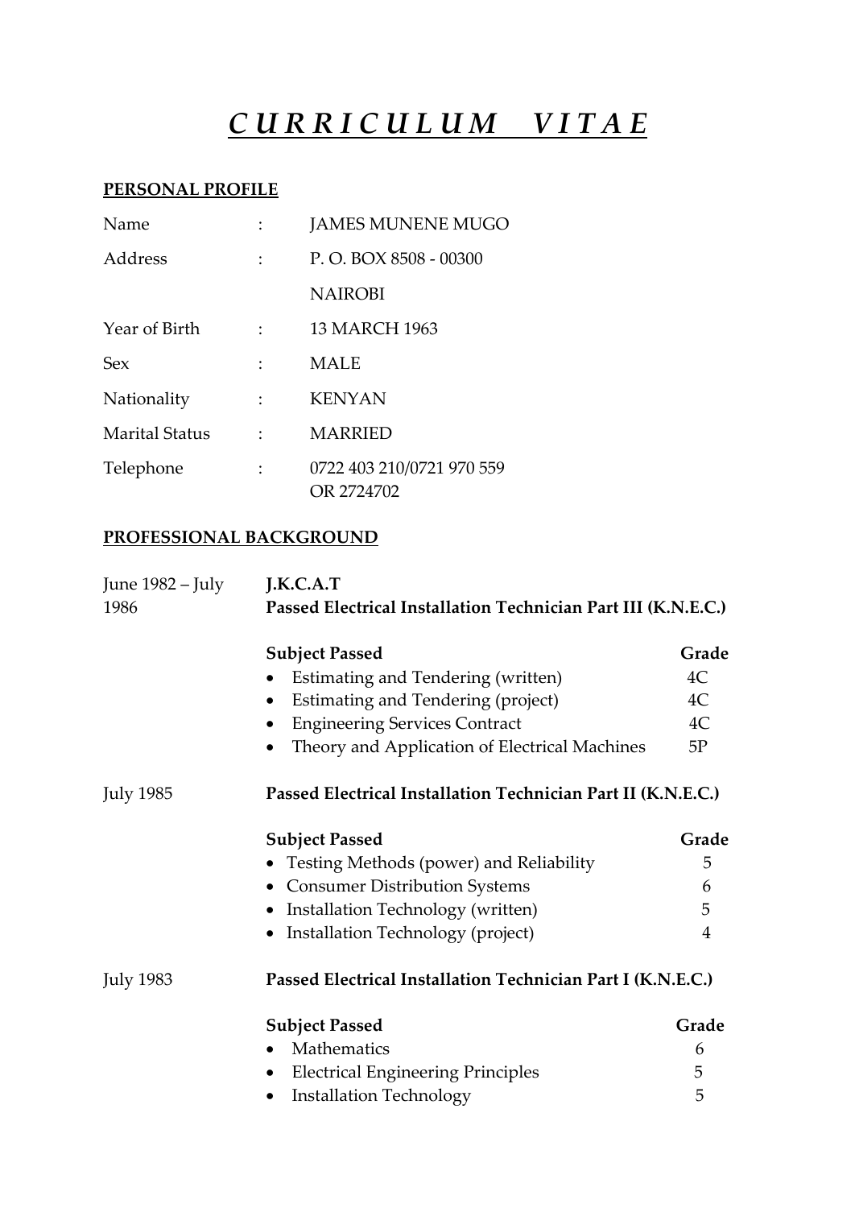# *CURRICULUM VITAE*

## PERSONAL PROFILE

| | | |
|---|---|---|
| Name | : | JAMES MUNENE MUGO |
| Address | : | P. O. BOX 8508 - 00300<br>NAIROBI |
| Year of Birth | : | 13 MARCH 1963 |
| Sex | : | MALE |
| Nationality | : | KENYAN |
| Marital Status | : | MARRIED |
| Telephone | : | 0722 403 210/0721 970 559<br>OR 2724702 |

## PROFESSIONAL BACKGROUND

**June 1982 – July 1986**

**J.K.C.A.T**

**Passed Electrical Installation Technician Part III (K.N.E.C.)**

| Subject Passed | Grade |
|---|---|
| Estimating and Tendering (written) | 4C |
| Estimating and Tendering (project) | 4C |
| Engineering Services Contract | 4C |
| Theory and Application of Electrical Machines | 5P |

**July 1985**

**Passed Electrical Installation Technician Part II (K.N.E.C.)**

| Subject Passed | Grade |
|---|---|
| Testing Methods (power) and Reliability | 5 |
| Consumer Distribution Systems | 6 |
| Installation Technology (written) | 5 |
| Installation Technology (project) | 4 |

**July 1983**

**Passed Electrical Installation Technician Part I (K.N.E.C.)**

| Subject Passed | Grade |
|---|---|
| Mathematics | 6 |
| Electrical Engineering Principles | 5 |
| Installation Technology | 5 |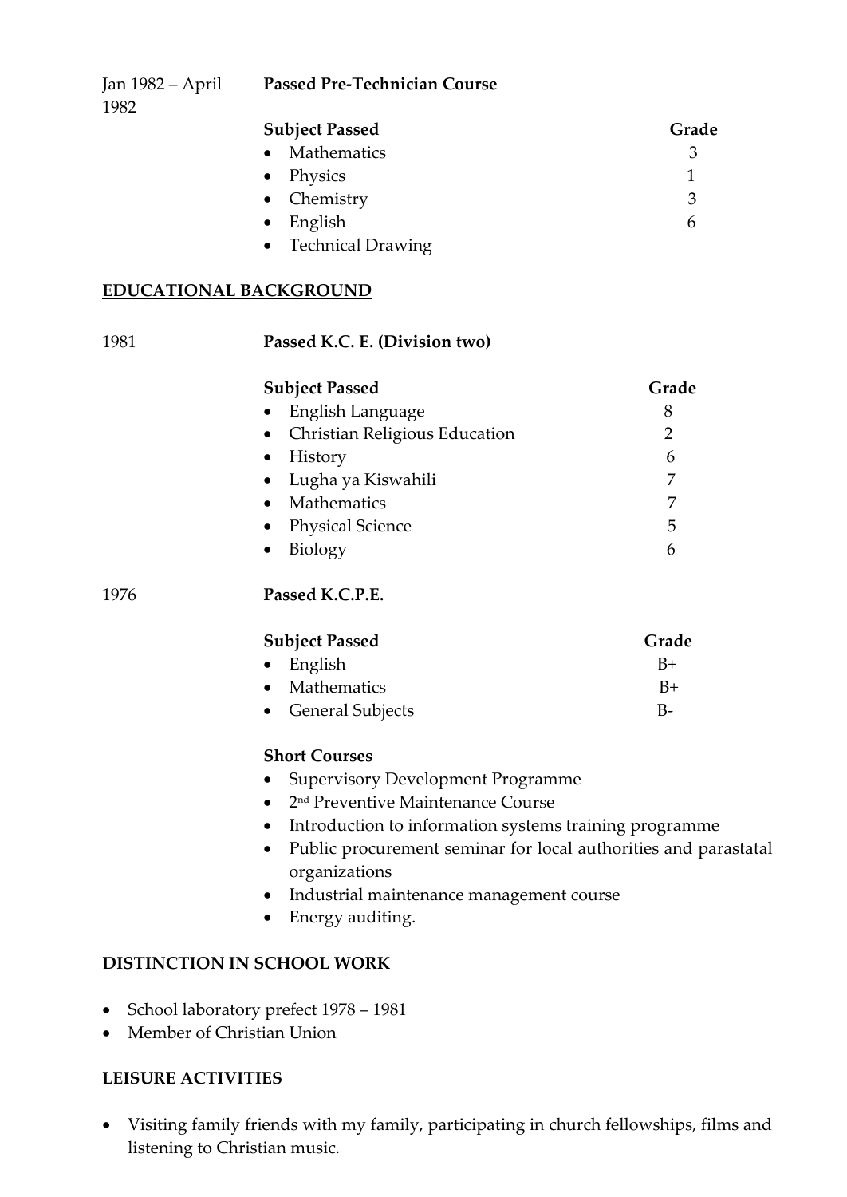Jan 1982 – April 1982 **Passed Pre-Technician Course**

| Subject Passed | Grade |
| --- | --- |
| Mathematics | 3 |
| Physics | 1 |
| Chemistry | 3 |
| English | 6 |
| Technical Drawing | |

## EDUCATIONAL BACKGROUND

1981 **Passed K.C. E. (Division two)**

| Subject Passed | Grade |
| --- | --- |
| English Language | 8 |
| Christian Religious Education | 2 |
| History | 6 |
| Lugha ya Kiswahili | 7 |
| Mathematics | 7 |
| Physical Science | 5 |
| Biology | 6 |

1976 **Passed K.C.P.E.**

| Subject Passed | Grade |
| --- | --- |
| English | B+ |
| Mathematics | B+ |
| General Subjects | B- |

**Short Courses**

- Supervisory Development Programme
- 2nd Preventive Maintenance Course
- Introduction to information systems training programme
- Public procurement seminar for local authorities and parastatal organizations
- Industrial maintenance management course
- Energy auditing.

## DISTINCTION IN SCHOOL WORK

- School laboratory prefect 1978 – 1981
- Member of Christian Union

## LEISURE ACTIVITIES

- Visiting family friends with my family, participating in church fellowships, films and listening to Christian music.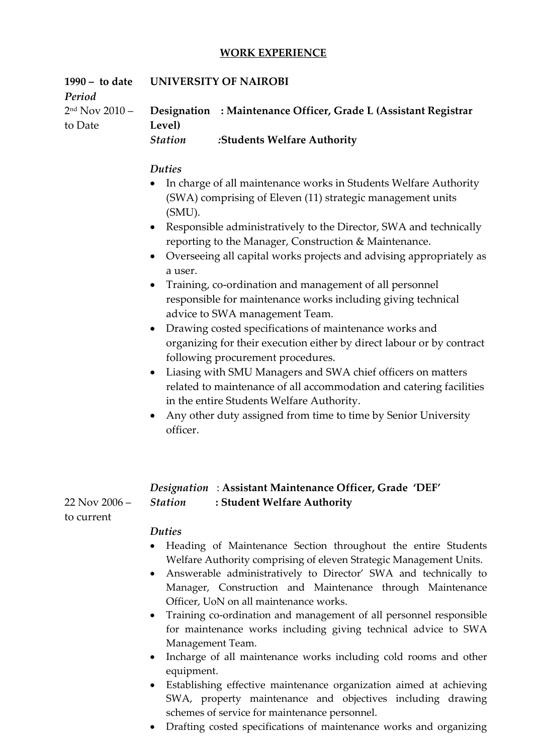## WORK EXPERIENCE

**1990 – to date** **UNIVERSITY OF NAIROBI**

*Period*

2nd Nov 2010 – to Date

**Designation : Maintenance Officer, Grade L (Assistant Registrar Level)**
*Station* **:Students Welfare Authority**

*Duties*

- In charge of all maintenance works in Students Welfare Authority (SWA) comprising of Eleven (11) strategic management units (SMU).
- Responsible administratively to the Director, SWA and technically reporting to the Manager, Construction & Maintenance.
- Overseeing all capital works projects and advising appropriately as a user.
- Training, co-ordination and management of all personnel responsible for maintenance works including giving technical advice to SWA management Team.
- Drawing costed specifications of maintenance works and organizing for their execution either by direct labour or by contract following procurement procedures.
- Liasing with SMU Managers and SWA chief officers on matters related to maintenance of all accommodation and catering facilities in the entire Students Welfare Authority.
- Any other duty assigned from time to time by Senior University officer.

22 Nov 2006 – to current

*Designation* : **Assistant Maintenance Officer, Grade 'DEF'**
*Station* **: Student Welfare Authority**

*Duties*

- Heading of Maintenance Section throughout the entire Students Welfare Authority comprising of eleven Strategic Management Units.
- Answerable administratively to Director' SWA and technically to Manager, Construction and Maintenance through Maintenance Officer, UoN on all maintenance works.
- Training co-ordination and management of all personnel responsible for maintenance works including giving technical advice to SWA Management Team.
- Incharge of all maintenance works including cold rooms and other equipment.
- Establishing effective maintenance organization aimed at achieving SWA, property maintenance and objectives including drawing schemes of service for maintenance personnel.
- Drafting costed specifications of maintenance works and organizing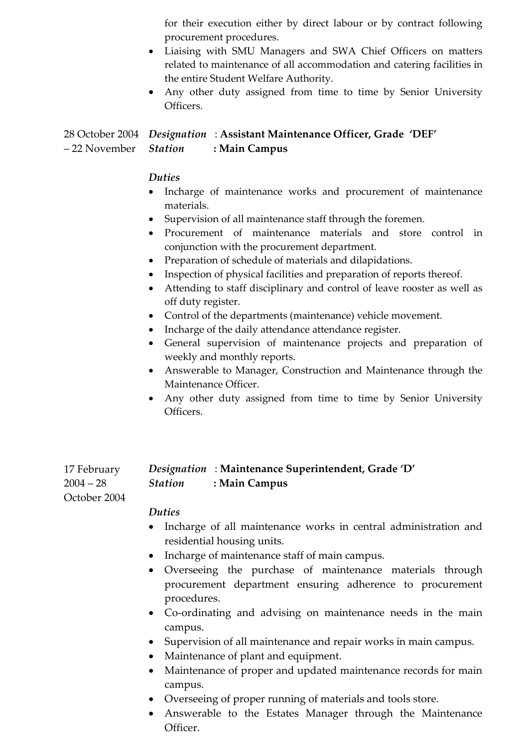for their execution either by direct labour or by contract following procurement procedures.

- Liaising with SMU Managers and SWA Chief Officers on matters related to maintenance of all accommodation and catering facilities in the entire Student Welfare Authority.
- Any other duty assigned from time to time by Senior University Officers.

28 October 2004 – 22 November

*Designation* : **Assistant Maintenance Officer, Grade 'DEF'**
*Station* **: Main Campus**

*Duties*

- Incharge of maintenance works and procurement of maintenance materials.
- Supervision of all maintenance staff through the foremen.
- Procurement of maintenance materials and store control in conjunction with the procurement department.
- Preparation of schedule of materials and dilapidations.
- Inspection of physical facilities and preparation of reports thereof.
- Attending to staff disciplinary and control of leave rooster as well as off duty register.
- Control of the departments (maintenance) vehicle movement.
- Incharge of the daily attendance attendance register.
- General supervision of maintenance projects and preparation of weekly and monthly reports.
- Answerable to Manager, Construction and Maintenance through the Maintenance Officer.
- Any other duty assigned from time to time by Senior University Officers.

17 February 2004 – 28 October 2004

*Designation* : **Maintenance Superintendent, Grade 'D'**
*Station* **: Main Campus**

*Duties*

- Incharge of all maintenance works in central administration and residential housing units.
- Incharge of maintenance staff of main campus.
- Overseeing the purchase of maintenance materials through procurement department ensuring adherence to procurement procedures.
- Co-ordinating and advising on maintenance needs in the main campus.
- Supervision of all maintenance and repair works in main campus.
- Maintenance of plant and equipment.
- Maintenance of proper and updated maintenance records for main campus.
- Overseeing of proper running of materials and tools store.
- Answerable to the Estates Manager through the Maintenance Officer.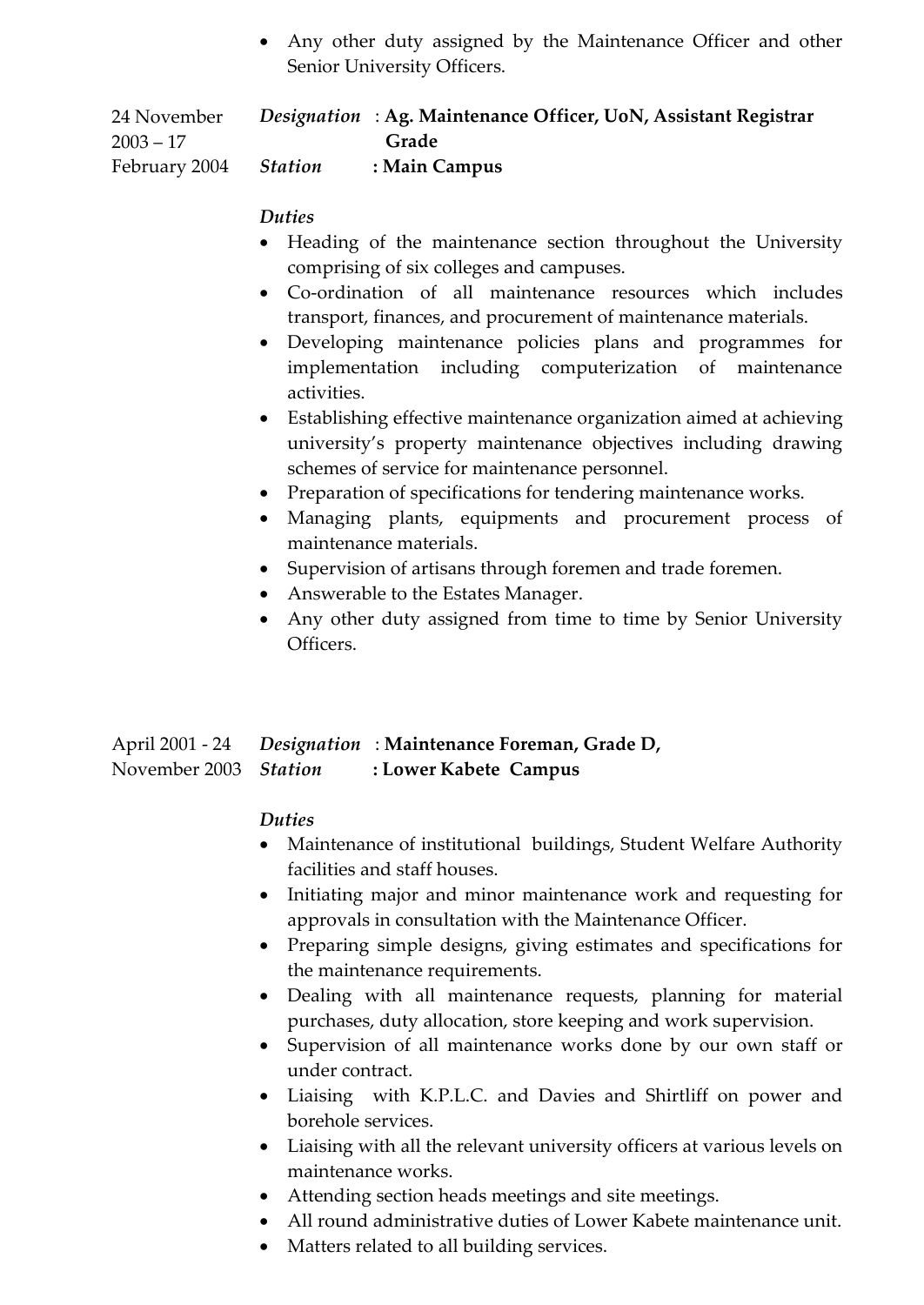- Any other duty assigned by the Maintenance Officer and other Senior University Officers.

24 November 2003 – 17 February 2004

*Designation* : **Ag. Maintenance Officer, UoN, Assistant Registrar Grade**
*Station* : **Main Campus**

*Duties*

- Heading of the maintenance section throughout the University comprising of six colleges and campuses.
- Co-ordination of all maintenance resources which includes transport, finances, and procurement of maintenance materials.
- Developing maintenance policies plans and programmes for implementation including computerization of maintenance activities.
- Establishing effective maintenance organization aimed at achieving university's property maintenance objectives including drawing schemes of service for maintenance personnel.
- Preparation of specifications for tendering maintenance works.
- Managing plants, equipments and procurement process of maintenance materials.
- Supervision of artisans through foremen and trade foremen.
- Answerable to the Estates Manager.
- Any other duty assigned from time to time by Senior University Officers.

April 2001 - 24 November 2003

*Designation* : **Maintenance Foreman, Grade D,**
*Station* : **Lower Kabete Campus**

*Duties*

- Maintenance of institutional buildings, Student Welfare Authority facilities and staff houses.
- Initiating major and minor maintenance work and requesting for approvals in consultation with the Maintenance Officer.
- Preparing simple designs, giving estimates and specifications for the maintenance requirements.
- Dealing with all maintenance requests, planning for material purchases, duty allocation, store keeping and work supervision.
- Supervision of all maintenance works done by our own staff or under contract.
- Liaising with K.P.L.C. and Davies and Shirtliff on power and borehole services.
- Liaising with all the relevant university officers at various levels on maintenance works.
- Attending section heads meetings and site meetings.
- All round administrative duties of Lower Kabete maintenance unit.
- Matters related to all building services.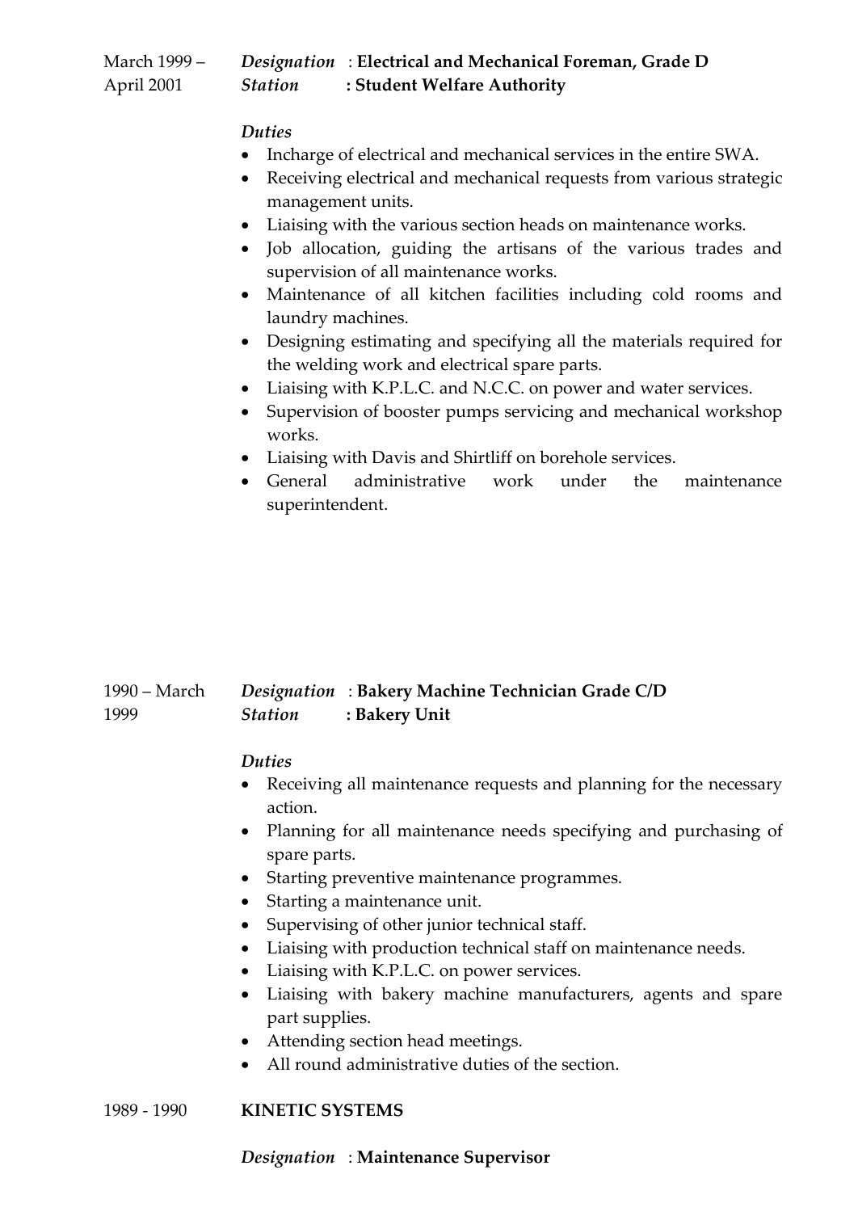March 1999 – April 2001

*Designation* : **Electrical and Mechanical Foreman, Grade D**
*Station* **: Student Welfare Authority**

*Duties*

- Incharge of electrical and mechanical services in the entire SWA.
- Receiving electrical and mechanical requests from various strategic management units.
- Liaising with the various section heads on maintenance works.
- Job allocation, guiding the artisans of the various trades and supervision of all maintenance works.
- Maintenance of all kitchen facilities including cold rooms and laundry machines.
- Designing estimating and specifying all the materials required for the welding work and electrical spare parts.
- Liaising with K.P.L.C. and N.C.C. on power and water services.
- Supervision of booster pumps servicing and mechanical workshop works.
- Liaising with Davis and Shirtliff on borehole services.
- General administrative work under the maintenance superintendent.

1990 – March 1999

*Designation* : **Bakery Machine Technician Grade C/D**
*Station* **: Bakery Unit**

*Duties*

- Receiving all maintenance requests and planning for the necessary action.
- Planning for all maintenance needs specifying and purchasing of spare parts.
- Starting preventive maintenance programmes.
- Starting a maintenance unit.
- Supervising of other junior technical staff.
- Liaising with production technical staff on maintenance needs.
- Liaising with K.P.L.C. on power services.
- Liaising with bakery machine manufacturers, agents and spare part supplies.
- Attending section head meetings.
- All round administrative duties of the section.

1989 - 1990 **KINETIC SYSTEMS**

*Designation* : **Maintenance Supervisor**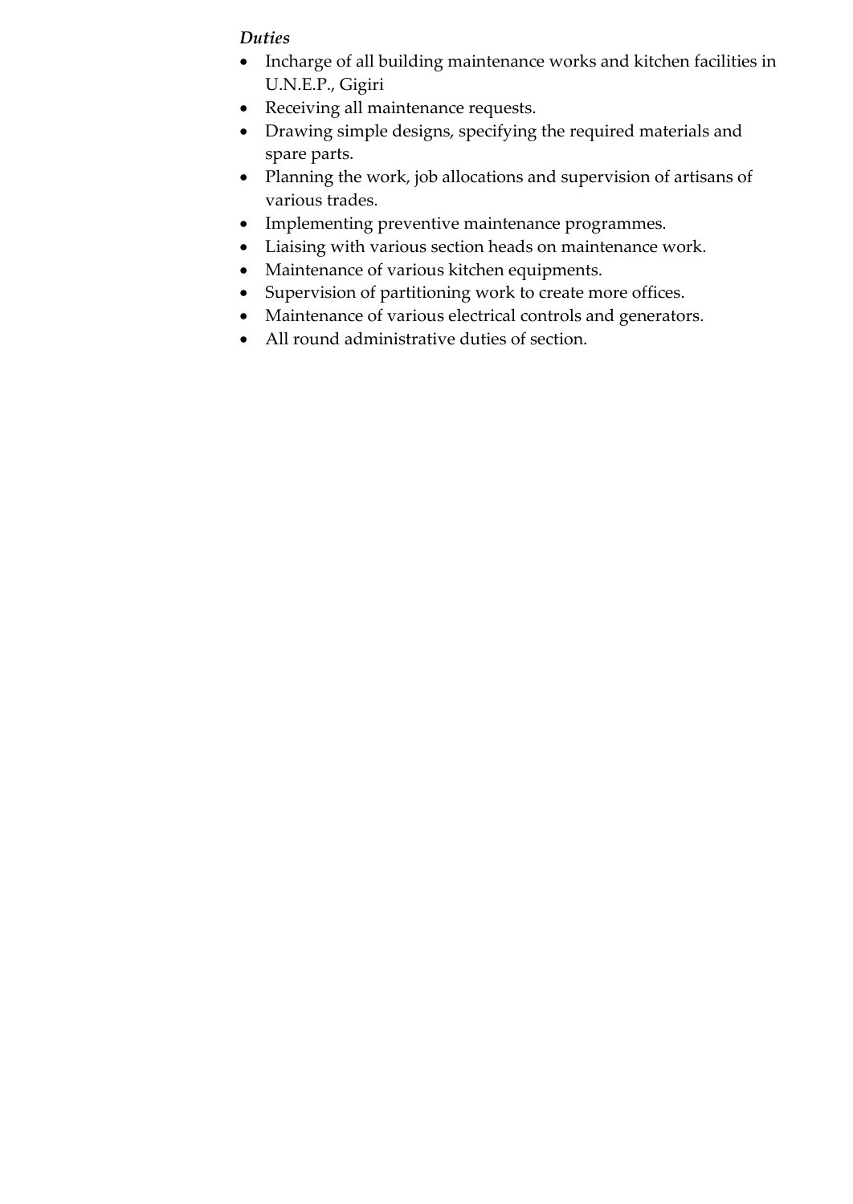***Duties***

- Incharge of all building maintenance works and kitchen facilities in U.N.E.P., Gigiri
- Receiving all maintenance requests.
- Drawing simple designs, specifying the required materials and spare parts.
- Planning the work, job allocations and supervision of artisans of various trades.
- Implementing preventive maintenance programmes.
- Liaising with various section heads on maintenance work.
- Maintenance of various kitchen equipments.
- Supervision of partitioning work to create more offices.
- Maintenance of various electrical controls and generators.
- All round administrative duties of section.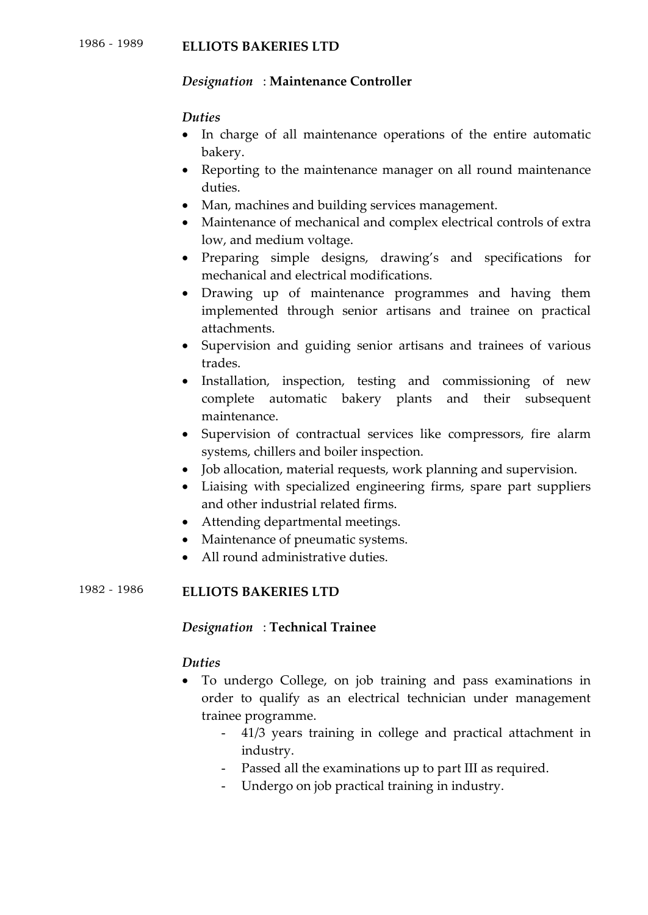1986 - 1989 **ELLIOTS BAKERIES LTD**

*Designation* : **Maintenance Controller**

*Duties*

- In charge of all maintenance operations of the entire automatic bakery.
- Reporting to the maintenance manager on all round maintenance duties.
- Man, machines and building services management.
- Maintenance of mechanical and complex electrical controls of extra low, and medium voltage.
- Preparing simple designs, drawing's and specifications for mechanical and electrical modifications.
- Drawing up of maintenance programmes and having them implemented through senior artisans and trainee on practical attachments.
- Supervision and guiding senior artisans and trainees of various trades.
- Installation, inspection, testing and commissioning of new complete automatic bakery plants and their subsequent maintenance.
- Supervision of contractual services like compressors, fire alarm systems, chillers and boiler inspection.
- Job allocation, material requests, work planning and supervision.
- Liaising with specialized engineering firms, spare part suppliers and other industrial related firms.
- Attending departmental meetings.
- Maintenance of pneumatic systems.
- All round administrative duties.

1982 - 1986 **ELLIOTS BAKERIES LTD**

*Designation* : **Technical Trainee**

*Duties*

- To undergo College, on job training and pass examinations in order to qualify as an electrical technician under management trainee programme.
  - 41/3 years training in college and practical attachment in industry.
  - Passed all the examinations up to part III as required.
  - Undergo on job practical training in industry.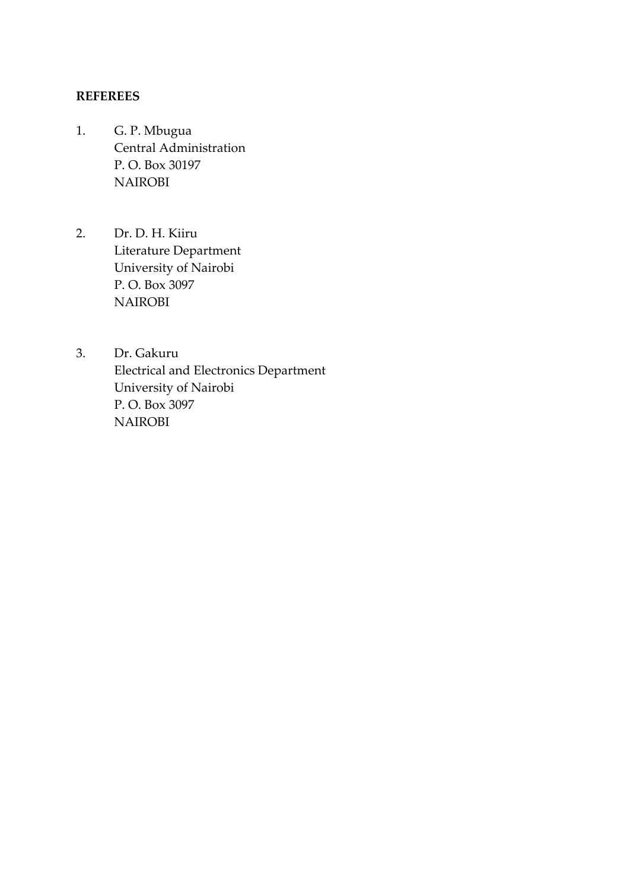**REFEREES**

1. G. P. Mbugua
   Central Administration
   P. O. Box 30197
   NAIROBI

2. Dr. D. H. Kiiru
   Literature Department
   University of Nairobi
   P. O. Box 3097
   NAIROBI

3. Dr. Gakuru
   Electrical and Electronics Department
   University of Nairobi
   P. O. Box 3097
   NAIROBI